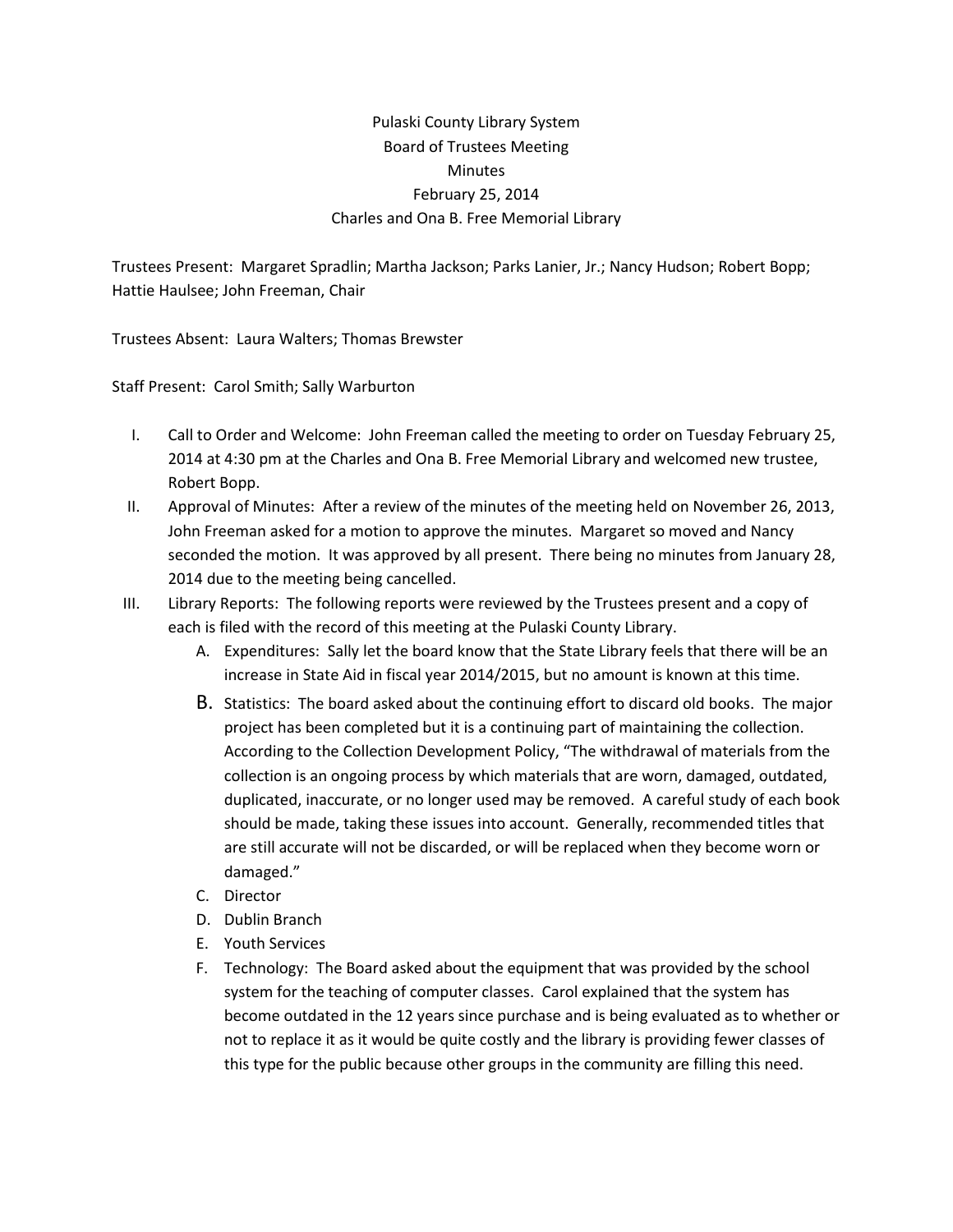# Pulaski County Library System
## Board of Trustees Meeting
## Minutes
## February 25, 2014
## Charles and Ona B. Free Memorial Library

Trustees Present: Margaret Spradlin; Martha Jackson; Parks Lanier, Jr.; Nancy Hudson; Robert Bopp; Hattie Haulsee; John Freeman, Chair

Trustees Absent: Laura Walters; Thomas Brewster

Staff Present: Carol Smith; Sally Warburton

I. Call to Order and Welcome: John Freeman called the meeting to order on Tuesday February 25, 2014 at 4:30 pm at the Charles and Ona B. Free Memorial Library and welcomed new trustee, Robert Bopp.

II. Approval of Minutes: After a review of the minutes of the meeting held on November 26, 2013, John Freeman asked for a motion to approve the minutes. Margaret so moved and Nancy seconded the motion. It was approved by all present. There being no minutes from January 28, 2014 due to the meeting being cancelled.

III. Library Reports: The following reports were reviewed by the Trustees present and a copy of each is filed with the record of this meeting at the Pulaski County Library.

   A. Expenditures: Sally let the board know that the State Library feels that there will be an increase in State Aid in fiscal year 2014/2015, but no amount is known at this time.

   B. Statistics: The board asked about the continuing effort to discard old books. The major project has been completed but it is a continuing part of maintaining the collection. According to the Collection Development Policy, "The withdrawal of materials from the collection is an ongoing process by which materials that are worn, damaged, outdated, duplicated, inaccurate, or no longer used may be removed. A careful study of each book should be made, taking these issues into account. Generally, recommended titles that are still accurate will not be discarded, or will be replaced when they become worn or damaged."

   C. Director

   D. Dublin Branch

   E. Youth Services

   F. Technology: The Board asked about the equipment that was provided by the school system for the teaching of computer classes. Carol explained that the system has become outdated in the 12 years since purchase and is being evaluated as to whether or not to replace it as it would be quite costly and the library is providing fewer classes of this type for the public because other groups in the community are filling this need.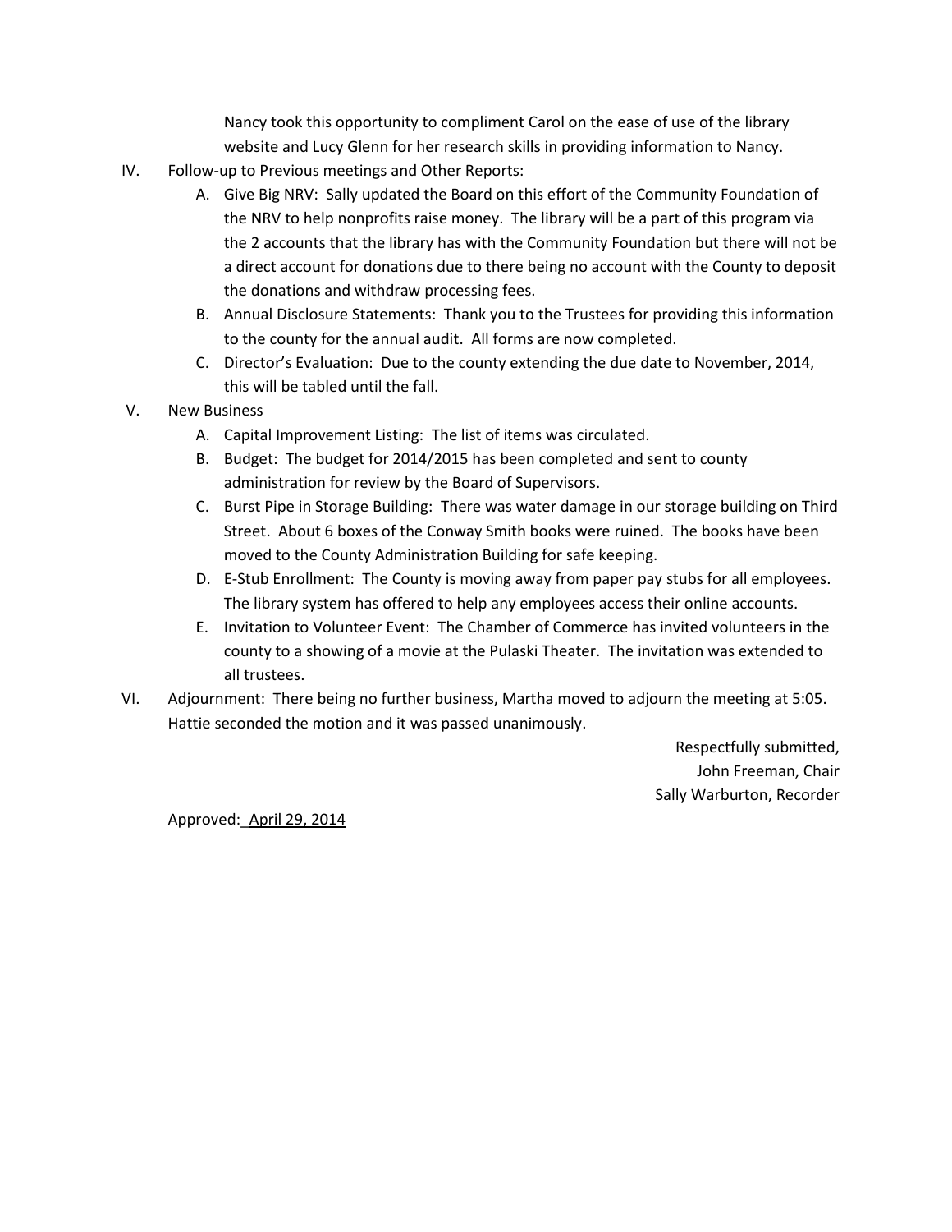Nancy took this opportunity to compliment Carol on the ease of use of the library website and Lucy Glenn for her research skills in providing information to Nancy.

IV. Follow-up to Previous meetings and Other Reports:

A. Give Big NRV: Sally updated the Board on this effort of the Community Foundation of the NRV to help nonprofits raise money. The library will be a part of this program via the 2 accounts that the library has with the Community Foundation but there will not be a direct account for donations due to there being no account with the County to deposit the donations and withdraw processing fees.

B. Annual Disclosure Statements: Thank you to the Trustees for providing this information to the county for the annual audit. All forms are now completed.

C. Director's Evaluation: Due to the county extending the due date to November, 2014, this will be tabled until the fall.

V. New Business

A. Capital Improvement Listing: The list of items was circulated.

B. Budget: The budget for 2014/2015 has been completed and sent to county administration for review by the Board of Supervisors.

C. Burst Pipe in Storage Building: There was water damage in our storage building on Third Street. About 6 boxes of the Conway Smith books were ruined. The books have been moved to the County Administration Building for safe keeping.

D. E-Stub Enrollment: The County is moving away from paper pay stubs for all employees. The library system has offered to help any employees access their online accounts.

E. Invitation to Volunteer Event: The Chamber of Commerce has invited volunteers in the county to a showing of a movie at the Pulaski Theater. The invitation was extended to all trustees.

VI. Adjournment: There being no further business, Martha moved to adjourn the meeting at 5:05. Hattie seconded the motion and it was passed unanimously.

Respectfully submitted,
John Freeman, Chair
Sally Warburton, Recorder

Approved: April 29, 2014